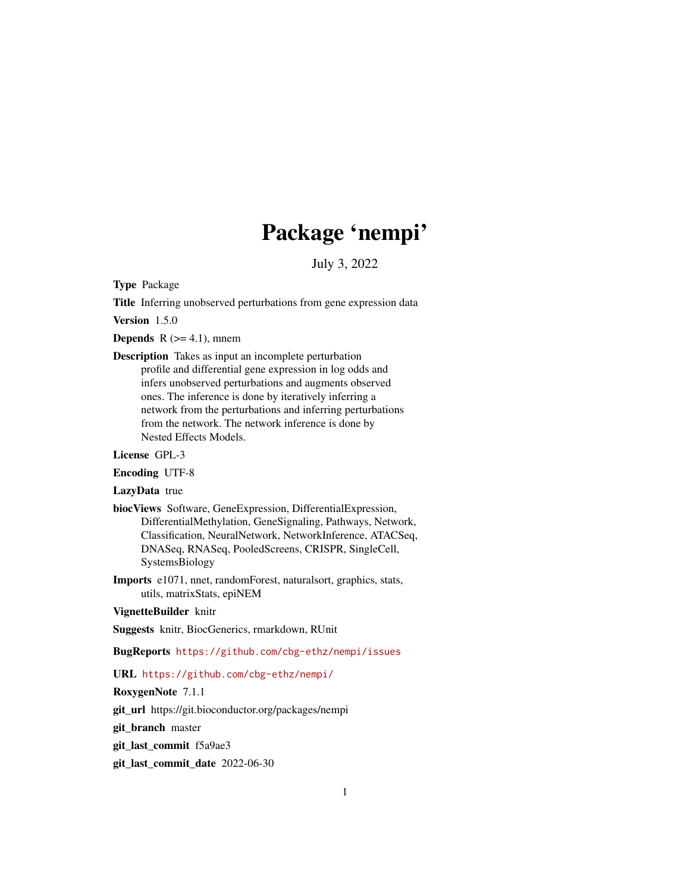# Package 'nempi'

July 3, 2022

**Type** Package

**Title** Inferring unobserved perturbations from gene expression data

**Version** 1.5.0

**Depends** R (>= 4.1), mnem

**Description** Takes as input an incomplete perturbation profile and differential gene expression in log odds and infers unobserved perturbations and augments observed ones. The inference is done by iteratively inferring a network from the perturbations and inferring perturbations from the network. The network inference is done by Nested Effects Models.

**License** GPL-3

**Encoding** UTF-8

**LazyData** true

**biocViews** Software, GeneExpression, DifferentialExpression, DifferentialMethylation, GeneSignaling, Pathways, Network, Classification, NeuralNetwork, NetworkInference, ATACSeq, DNASeq, RNASeq, PooledScreens, CRISPR, SingleCell, SystemsBiology

**Imports** e1071, nnet, randomForest, naturalsort, graphics, stats, utils, matrixStats, epiNEM

**VignetteBuilder** knitr

**Suggests** knitr, BiocGenerics, rmarkdown, RUnit

**BugReports** https://github.com/cbg-ethz/nempi/issues

**URL** https://github.com/cbg-ethz/nempi/

**RoxygenNote** 7.1.1

**git_url** https://git.bioconductor.org/packages/nempi

**git_branch** master

**git_last_commit** f5a9ae3

**git_last_commit_date** 2022-06-30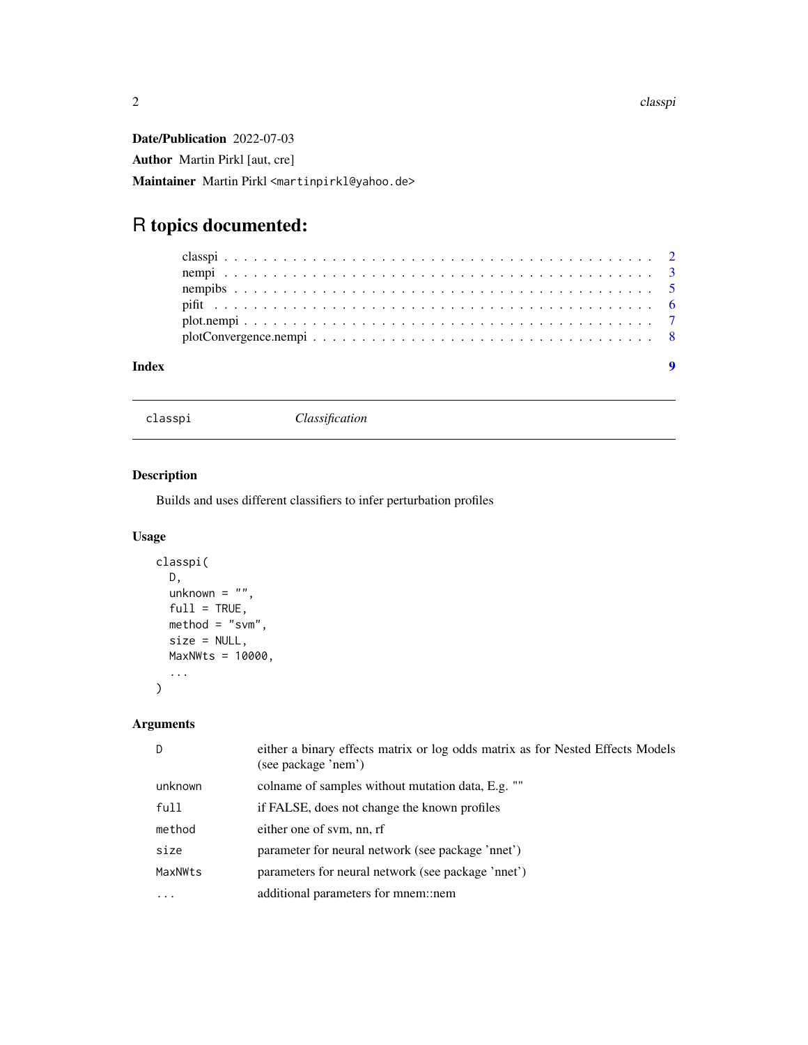**Date/Publication** 2022-07-03

**Author** Martin Pirkl [aut, cre]

**Maintainer** Martin Pirkl <martinpirkl@yahoo.de>

# R topics documented:

- classpi . . . . . . . . . . . . . . . . . . . . . . . . . . . . . . . . . . . . . . . . . . 2
- nempi . . . . . . . . . . . . . . . . . . . . . . . . . . . . . . . . . . . . . . . . . . 3
- nempibs . . . . . . . . . . . . . . . . . . . . . . . . . . . . . . . . . . . . . . . . . 5
- pifit . . . . . . . . . . . . . . . . . . . . . . . . . . . . . . . . . . . . . . . . . . . 6
- plot.nempi . . . . . . . . . . . . . . . . . . . . . . . . . . . . . . . . . . . . . . . 7
- plotConvergence.nempi . . . . . . . . . . . . . . . . . . . . . . . . . . . . . . . . 8

**Index** 9

---

classpi &nbsp;&nbsp;&nbsp;&nbsp; *Classification*

---

## Description

Builds and uses different classifiers to infer perturbation profiles

## Usage

```
classpi(
  D,
  unknown = "",
  full = TRUE,
  method = "svm",
  size = NULL,
  MaxNWts = 10000,
  ...
)
```

## Arguments

| | |
|---|---|
| D | either a binary effects matrix or log odds matrix as for Nested Effects Models (see package 'nem') |
| unknown | colname of samples without mutation data, E.g. "" |
| full | if FALSE, does not change the known profiles |
| method | either one of svm, nn, rf |
| size | parameter for neural network (see package 'nnet') |
| MaxNWts | parameters for neural network (see package 'nnet') |
| ... | additional parameters for mnem::nem |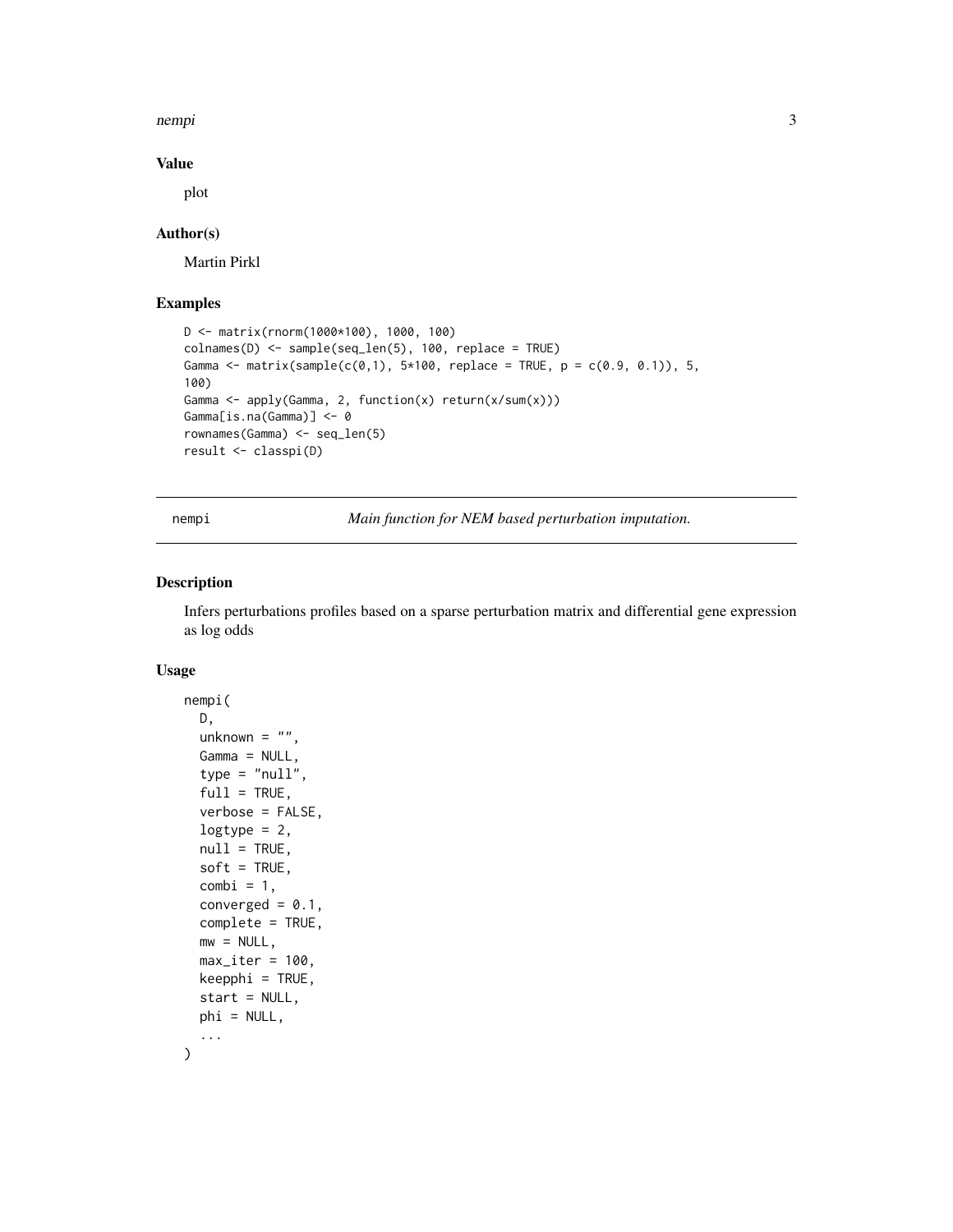### Value

plot

### Author(s)

Martin Pirkl

### Examples

```
D <- matrix(rnorm(1000*100), 1000, 100)
colnames(D) <- sample(seq_len(5), 100, replace = TRUE)
Gamma <- matrix(sample(c(0,1), 5*100, replace = TRUE, p = c(0.9, 0.1)), 5,
100)
Gamma <- apply(Gamma, 2, function(x) return(x/sum(x)))
Gamma[is.na(Gamma)] <- 0
rownames(Gamma) <- seq_len(5)
result <- classpi(D)
```

---

## nempi — *Main function for NEM based perturbation imputation.*

### Description

Infers perturbations profiles based on a sparse perturbation matrix and differential gene expression as log odds

### Usage

```
nempi(
  D,
  unknown = "",
  Gamma = NULL,
  type = "null",
  full = TRUE,
  verbose = FALSE,
  logtype = 2,
  null = TRUE,
  soft = TRUE,
  combi = 1,
  converged = 0.1,
  complete = TRUE,
  mw = NULL,
  max_iter = 100,
  keepphi = TRUE,
  start = NULL,
  phi = NULL,
  ...
)
```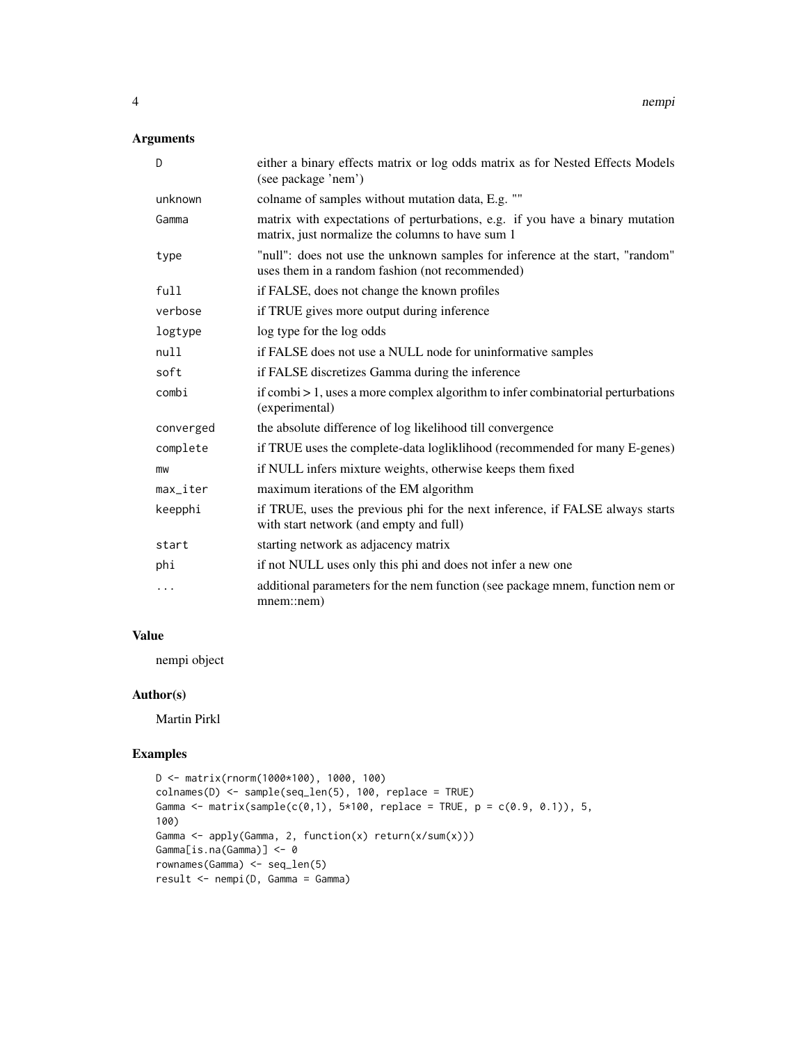## Arguments

| | |
|---|---|
| D | either a binary effects matrix or log odds matrix as for Nested Effects Models (see package 'nem') |
| unknown | colname of samples without mutation data, E.g. "" |
| Gamma | matrix with expectations of perturbations, e.g. if you have a binary mutation matrix, just normalize the columns to have sum 1 |
| type | "null": does not use the unknown samples for inference at the start, "random" uses them in a random fashion (not recommended) |
| full | if FALSE, does not change the known profiles |
| verbose | if TRUE gives more output during inference |
| logtype | log type for the log odds |
| null | if FALSE does not use a NULL node for uninformative samples |
| soft | if FALSE discretizes Gamma during the inference |
| combi | if combi > 1, uses a more complex algorithm to infer combinatorial perturbations (experimental) |
| converged | the absolute difference of log likelihood till convergence |
| complete | if TRUE uses the complete-data logliklihood (recommended for many E-genes) |
| mw | if NULL infers mixture weights, otherwise keeps them fixed |
| max_iter | maximum iterations of the EM algorithm |
| keepphi | if TRUE, uses the previous phi for the next inference, if FALSE always starts with start network (and empty and full) |
| start | starting network as adjacency matrix |
| phi | if not NULL uses only this phi and does not infer a new one |
| ... | additional parameters for the nem function (see package mnem, function nem or mnem::nem) |

## Value

nempi object

## Author(s)

Martin Pirkl

## Examples

```
D <- matrix(rnorm(1000*100), 1000, 100)
colnames(D) <- sample(seq_len(5), 100, replace = TRUE)
Gamma <- matrix(sample(c(0,1), 5*100, replace = TRUE, p = c(0.9, 0.1)), 5,
100)
Gamma <- apply(Gamma, 2, function(x) return(x/sum(x)))
Gamma[is.na(Gamma)] <- 0
rownames(Gamma) <- seq_len(5)
result <- nempi(D, Gamma = Gamma)
```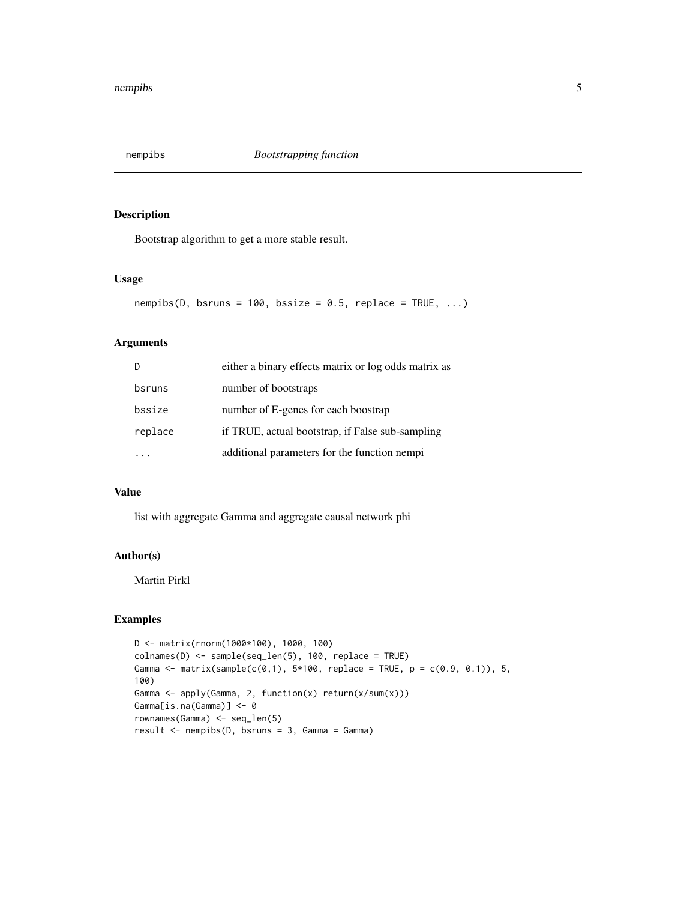# nempibs *Bootstrapping function*

## Description

Bootstrap algorithm to get a more stable result.

## Usage

```
nempibs(D, bsruns = 100, bssize = 0.5, replace = TRUE, ...)
```

## Arguments

| | |
|---|---|
| D | either a binary effects matrix or log odds matrix as |
| bsruns | number of bootstraps |
| bssize | number of E-genes for each boostrap |
| replace | if TRUE, actual bootstrap, if False sub-sampling |
| ... | additional parameters for the function nempi |

## Value

list with aggregate Gamma and aggregate causal network phi

## Author(s)

Martin Pirkl

## Examples

```
D <- matrix(rnorm(1000*100), 1000, 100)
colnames(D) <- sample(seq_len(5), 100, replace = TRUE)
Gamma <- matrix(sample(c(0,1), 5*100, replace = TRUE, p = c(0.9, 0.1)), 5,
100)
Gamma <- apply(Gamma, 2, function(x) return(x/sum(x)))
Gamma[is.na(Gamma)] <- 0
rownames(Gamma) <- seq_len(5)
result <- nempibs(D, bsruns = 3, Gamma = Gamma)
```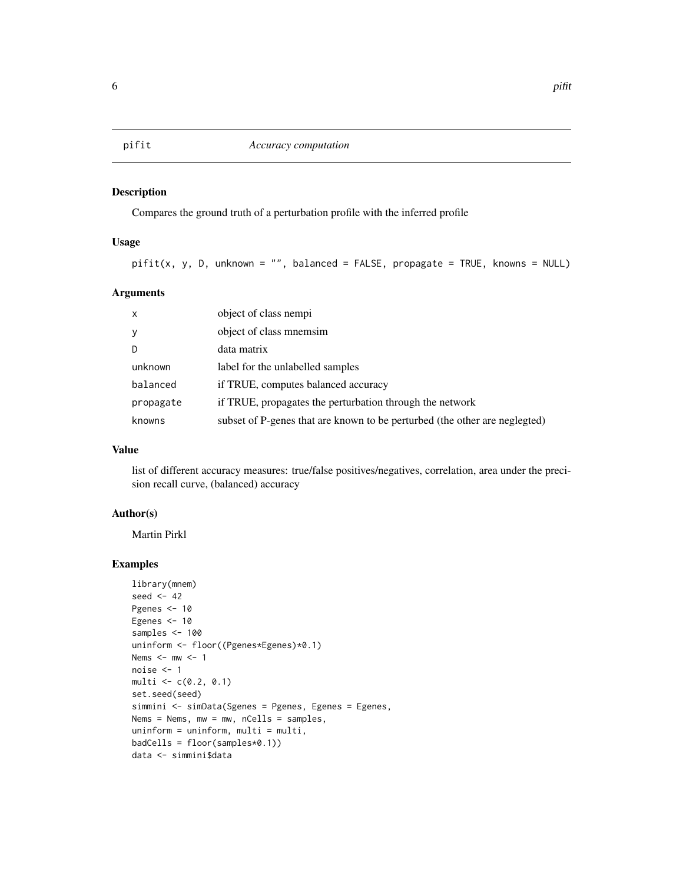# pifit

*Accuracy computation*

## Description

Compares the ground truth of a perturbation profile with the inferred profile

## Usage

```
pifit(x, y, D, unknown = "", balanced = FALSE, propagate = TRUE, knowns = NULL)
```

## Arguments

| | |
|---|---|
| x | object of class nempi |
| y | object of class mnemsim |
| D | data matrix |
| unknown | label for the unlabelled samples |
| balanced | if TRUE, computes balanced accuracy |
| propagate | if TRUE, propagates the perturbation through the network |
| knowns | subset of P-genes that are known to be perturbed (the other are neglegted) |

## Value

list of different accuracy measures: true/false positives/negatives, correlation, area under the precision recall curve, (balanced) accuracy

## Author(s)

Martin Pirkl

## Examples

```
library(mnem)
seed <- 42
Pgenes <- 10
Egenes <- 10
samples <- 100
uninform <- floor((Pgenes*Egenes)*0.1)
Nems <- mw <- 1
noise <- 1
multi <- c(0.2, 0.1)
set.seed(seed)
simmini <- simData(Sgenes = Pgenes, Egenes = Egenes,
Nems = Nems, mw = mw, nCells = samples,
uninform = uninform, multi = multi,
badCells = floor(samples*0.1))
data <- simmini$data
```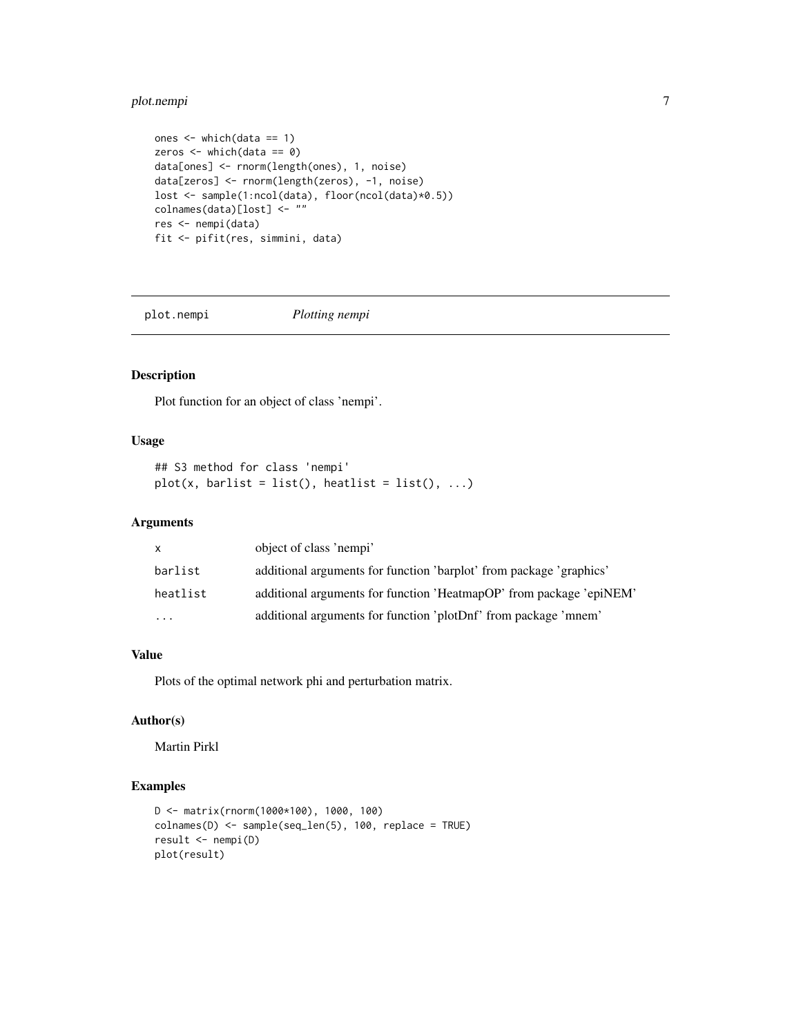```
ones <- which(data == 1)
zeros <- which(data == 0)
data[ones] <- rnorm(length(ones), 1, noise)
data[zeros] <- rnorm(length(zeros), -1, noise)
lost <- sample(1:ncol(data), floor(ncol(data)*0.5))
colnames(data)[lost] <- ""
res <- nempi(data)
fit <- pifit(res, simmini, data)
```

---

## plot.nempi *Plotting nempi*

### Description

Plot function for an object of class 'nempi'.

### Usage

```
## S3 method for class 'nempi'
plot(x, barlist = list(), heatlist = list(), ...)
```

### Arguments

| | |
|---|---|
| x | object of class 'nempi' |
| barlist | additional arguments for function 'barplot' from package 'graphics' |
| heatlist | additional arguments for function 'HeatmapOP' from package 'epiNEM' |
| ... | additional arguments for function 'plotDnf' from package 'mnem' |

### Value

Plots of the optimal network phi and perturbation matrix.

### Author(s)

Martin Pirkl

### Examples

```
D <- matrix(rnorm(1000*100), 1000, 100)
colnames(D) <- sample(seq_len(5), 100, replace = TRUE)
result <- nempi(D)
plot(result)
```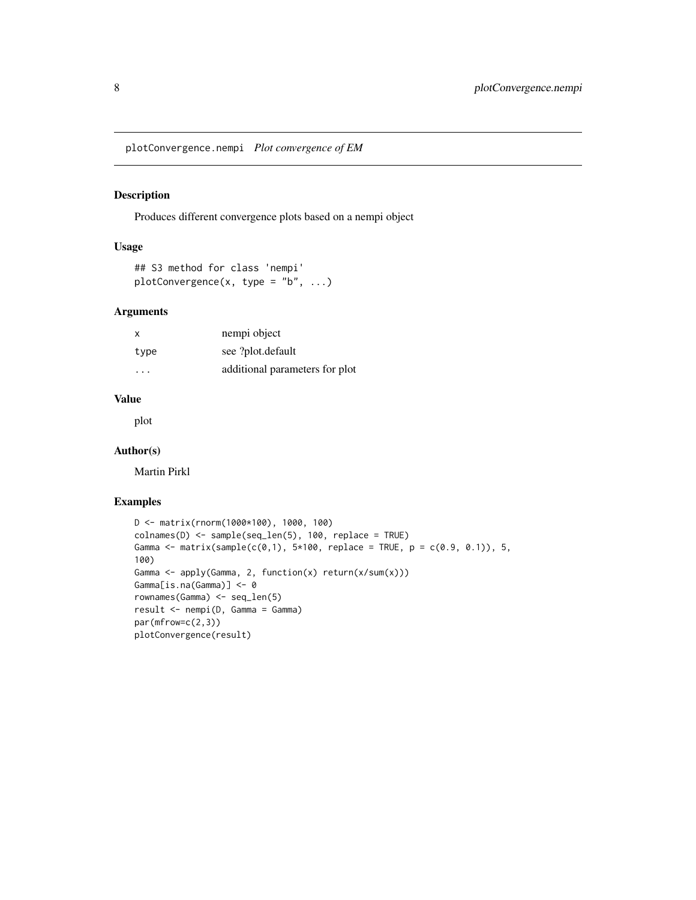## plotConvergence.nempi *Plot convergence of EM*

### Description

Produces different convergence plots based on a nempi object

### Usage

```
## S3 method for class 'nempi'
plotConvergence(x, type = "b", ...)
```

### Arguments

| | |
|---|---|
| x | nempi object |
| type | see ?plot.default |
| ... | additional parameters for plot |

### Value

plot

### Author(s)

Martin Pirkl

### Examples

```
D <- matrix(rnorm(1000*100), 1000, 100)
colnames(D) <- sample(seq_len(5), 100, replace = TRUE)
Gamma <- matrix(sample(c(0,1), 5*100, replace = TRUE, p = c(0.9, 0.1)), 5,
100)
Gamma <- apply(Gamma, 2, function(x) return(x/sum(x)))
Gamma[is.na(Gamma)] <- 0
rownames(Gamma) <- seq_len(5)
result <- nempi(D, Gamma = Gamma)
par(mfrow=c(2,3))
plotConvergence(result)
```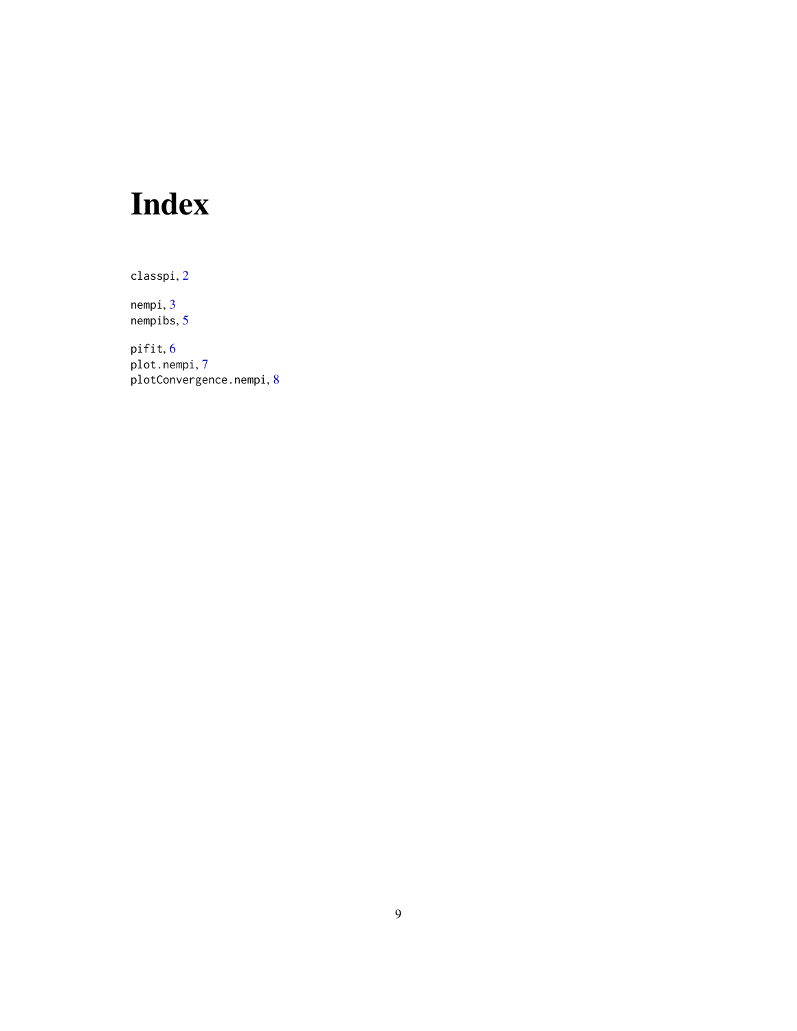# Index

classpi, 2

nempi, 3
nempibs, 5

pifit, 6
plot.nempi, 7
plotConvergence.nempi, 8